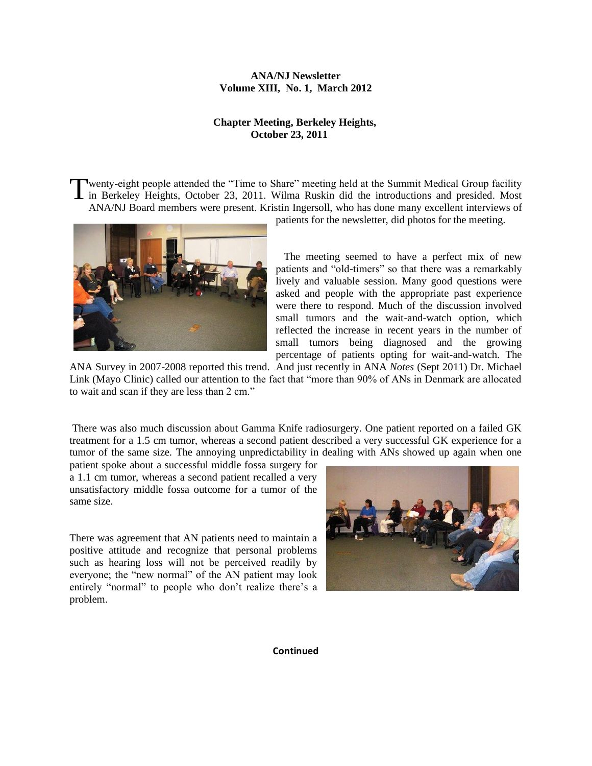**ANA/NJ Newsletter**
**Volume XIII, No. 1, March 2012**

## Chapter Meeting, Berkeley Heights, October 23, 2011

Twenty-eight people attended the "Time to Share" meeting held at the Summit Medical Group facility in Berkeley Heights, October 23, 2011. Wilma Ruskin did the introductions and presided. Most ANA/NJ Board members were present. Kristin Ingersoll, who has done many excellent interviews of patients for the newsletter, did photos for the meeting.

The meeting seemed to have a perfect mix of new patients and "old-timers" so that there was a remarkably lively and valuable session. Many good questions were asked and people with the appropriate past experience were there to respond. Much of the discussion involved small tumors and the wait-and-watch option, which reflected the increase in recent years in the number of small tumors being diagnosed and the growing percentage of patients opting for wait-and-watch. The ANA Survey in 2007-2008 reported this trend. And just recently in ANA *Notes* (Sept 2011) Dr. Michael Link (Mayo Clinic) called our attention to the fact that "more than 90% of ANs in Denmark are allocated to wait and scan if they are less than 2 cm."

There was also much discussion about Gamma Knife radiosurgery. One patient reported on a failed GK treatment for a 1.5 cm tumor, whereas a second patient described a very successful GK experience for a tumor of the same size. The annoying unpredictability in dealing with ANs showed up again when one patient spoke about a successful middle fossa surgery for a 1.1 cm tumor, whereas a second patient recalled a very unsatisfactory middle fossa outcome for a tumor of the same size.

There was agreement that AN patients need to maintain a positive attitude and recognize that personal problems such as hearing loss will not be perceived readily by everyone; the "new normal" of the AN patient may look entirely "normal" to people who don't realize there's a problem.

**Continued**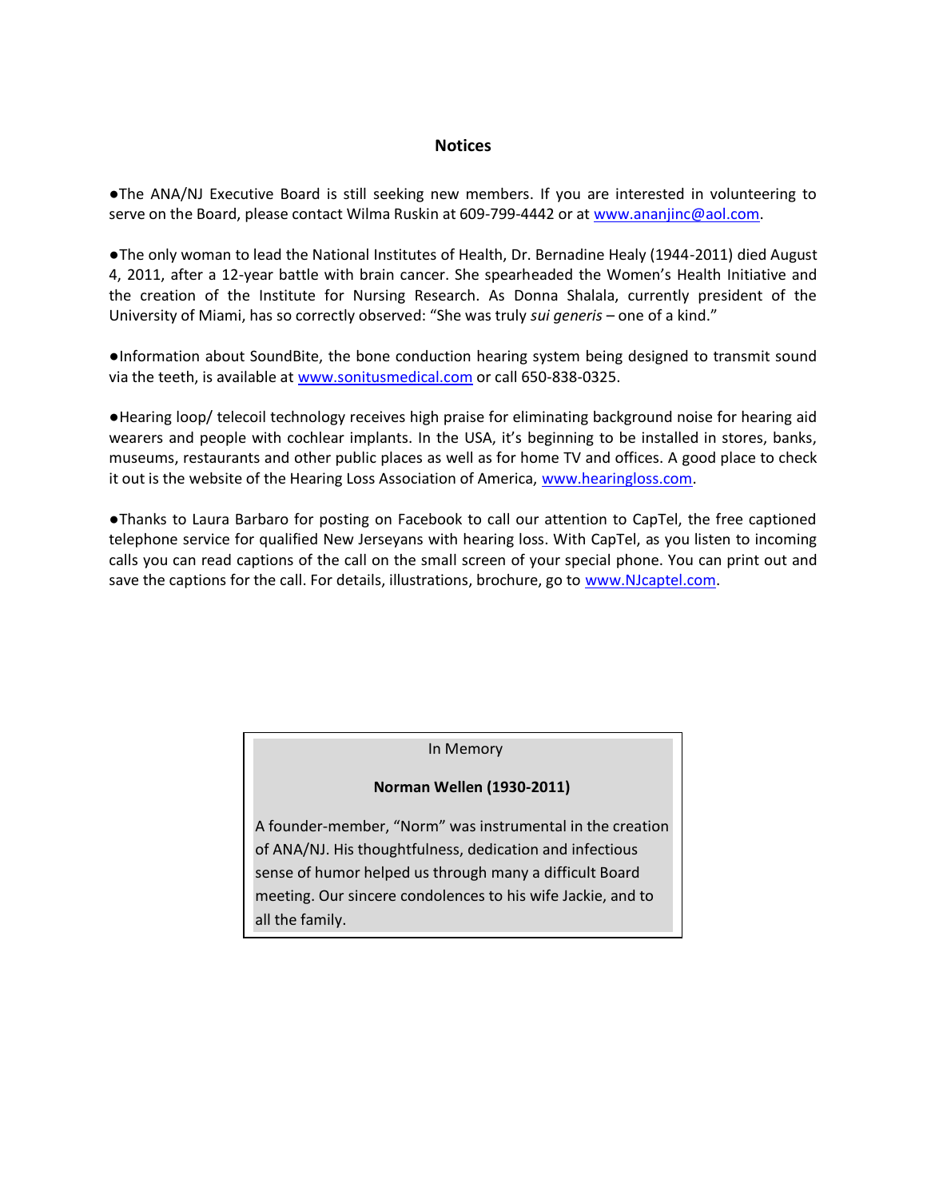## Notices

●The ANA/NJ Executive Board is still seeking new members. If you are interested in volunteering to serve on the Board, please contact Wilma Ruskin at 609-799-4442 or at www.ananjinc@aol.com.

●The only woman to lead the National Institutes of Health, Dr. Bernadine Healy (1944-2011) died August 4, 2011, after a 12-year battle with brain cancer. She spearheaded the Women's Health Initiative and the creation of the Institute for Nursing Research. As Donna Shalala, currently president of the University of Miami, has so correctly observed: "She was truly *sui generis* – one of a kind."

●Information about SoundBite, the bone conduction hearing system being designed to transmit sound via the teeth, is available at www.sonitusmedical.com or call 650-838-0325.

●Hearing loop/ telecoil technology receives high praise for eliminating background noise for hearing aid wearers and people with cochlear implants. In the USA, it's beginning to be installed in stores, banks, museums, restaurants and other public places as well as for home TV and offices. A good place to check it out is the website of the Hearing Loss Association of America, www.hearingloss.com.

●Thanks to Laura Barbaro for posting on Facebook to call our attention to CapTel, the free captioned telephone service for qualified New Jerseyans with hearing loss. With CapTel, as you listen to incoming calls you can read captions of the call on the small screen of your special phone. You can print out and save the captions for the call. For details, illustrations, brochure, go to www.NJcaptel.com.

In Memory

**Norman Wellen (1930-2011)**

A founder-member, "Norm" was instrumental in the creation of ANA/NJ. His thoughtfulness, dedication and infectious sense of humor helped us through many a difficult Board meeting. Our sincere condolences to his wife Jackie, and to all the family.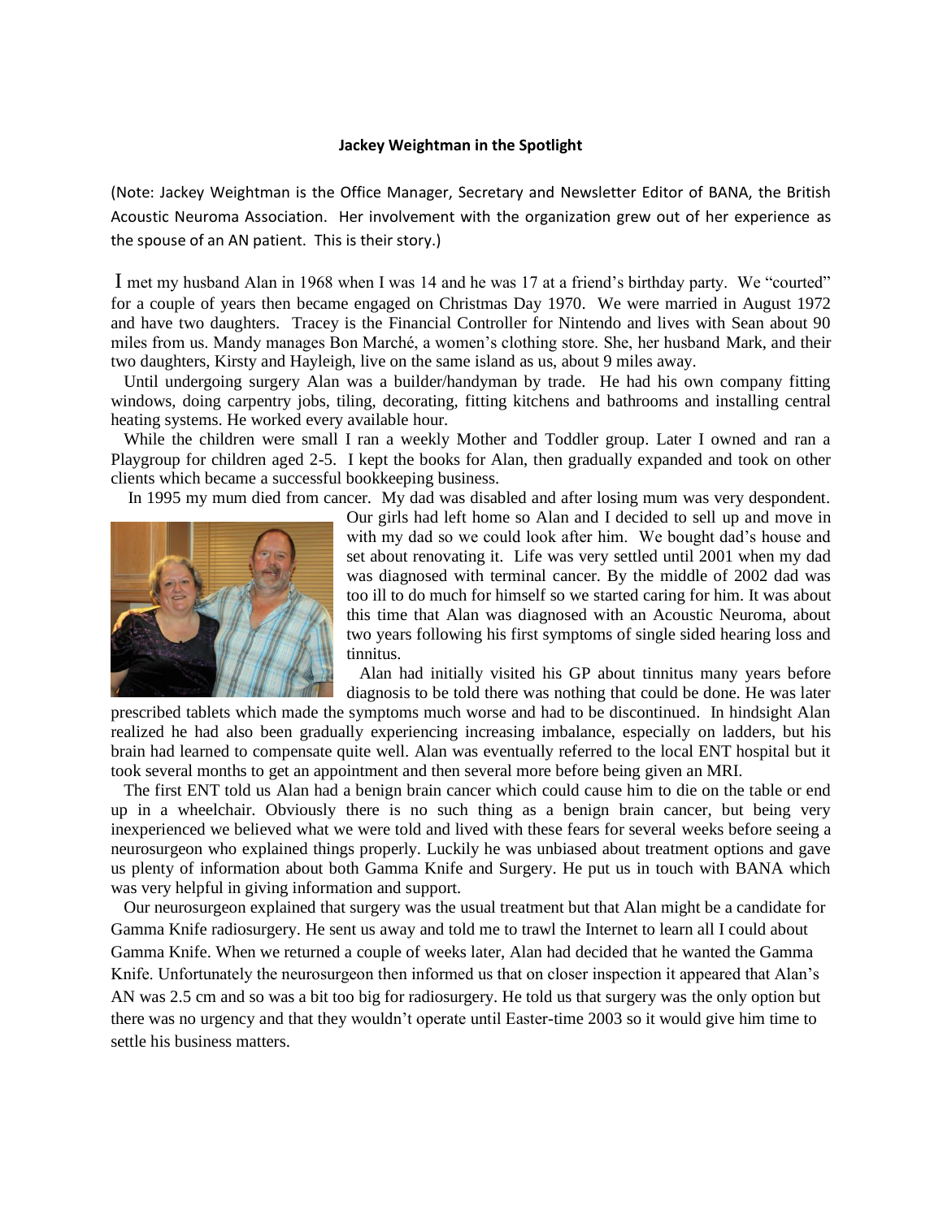**Jackey Weightman in the Spotlight**

(Note: Jackey Weightman is the Office Manager, Secretary and Newsletter Editor of BANA, the British Acoustic Neuroma Association. Her involvement with the organization grew out of her experience as the spouse of an AN patient. This is their story.)

I met my husband Alan in 1968 when I was 14 and he was 17 at a friend's birthday party. We "courted" for a couple of years then became engaged on Christmas Day 1970. We were married in August 1972 and have two daughters. Tracey is the Financial Controller for Nintendo and lives with Sean about 90 miles from us. Mandy manages Bon Marché, a women's clothing store. She, her husband Mark, and their two daughters, Kirsty and Hayleigh, live on the same island as us, about 9 miles away.

Until undergoing surgery Alan was a builder/handyman by trade. He had his own company fitting windows, doing carpentry jobs, tiling, decorating, fitting kitchens and bathrooms and installing central heating systems. He worked every available hour.

While the children were small I ran a weekly Mother and Toddler group. Later I owned and ran a Playgroup for children aged 2-5. I kept the books for Alan, then gradually expanded and took on other clients which became a successful bookkeeping business.

In 1995 my mum died from cancer. My dad was disabled and after losing mum was very despondent. Our girls had left home so Alan and I decided to sell up and move in with my dad so we could look after him. We bought dad's house and set about renovating it. Life was very settled until 2001 when my dad was diagnosed with terminal cancer. By the middle of 2002 dad was too ill to do much for himself so we started caring for him. It was about this time that Alan was diagnosed with an Acoustic Neuroma, about two years following his first symptoms of single sided hearing loss and tinnitus.

Alan had initially visited his GP about tinnitus many years before diagnosis to be told there was nothing that could be done. He was later prescribed tablets which made the symptoms much worse and had to be discontinued. In hindsight Alan realized he had also been gradually experiencing increasing imbalance, especially on ladders, but his brain had learned to compensate quite well. Alan was eventually referred to the local ENT hospital but it took several months to get an appointment and then several more before being given an MRI.

The first ENT told us Alan had a benign brain cancer which could cause him to die on the table or end up in a wheelchair. Obviously there is no such thing as a benign brain cancer, but being very inexperienced we believed what we were told and lived with these fears for several weeks before seeing a neurosurgeon who explained things properly. Luckily he was unbiased about treatment options and gave us plenty of information about both Gamma Knife and Surgery. He put us in touch with BANA which was very helpful in giving information and support.

Our neurosurgeon explained that surgery was the usual treatment but that Alan might be a candidate for Gamma Knife radiosurgery. He sent us away and told me to trawl the Internet to learn all I could about Gamma Knife. When we returned a couple of weeks later, Alan had decided that he wanted the Gamma Knife. Unfortunately the neurosurgeon then informed us that on closer inspection it appeared that Alan's AN was 2.5 cm and so was a bit too big for radiosurgery. He told us that surgery was the only option but there was no urgency and that they wouldn't operate until Easter-time 2003 so it would give him time to settle his business matters.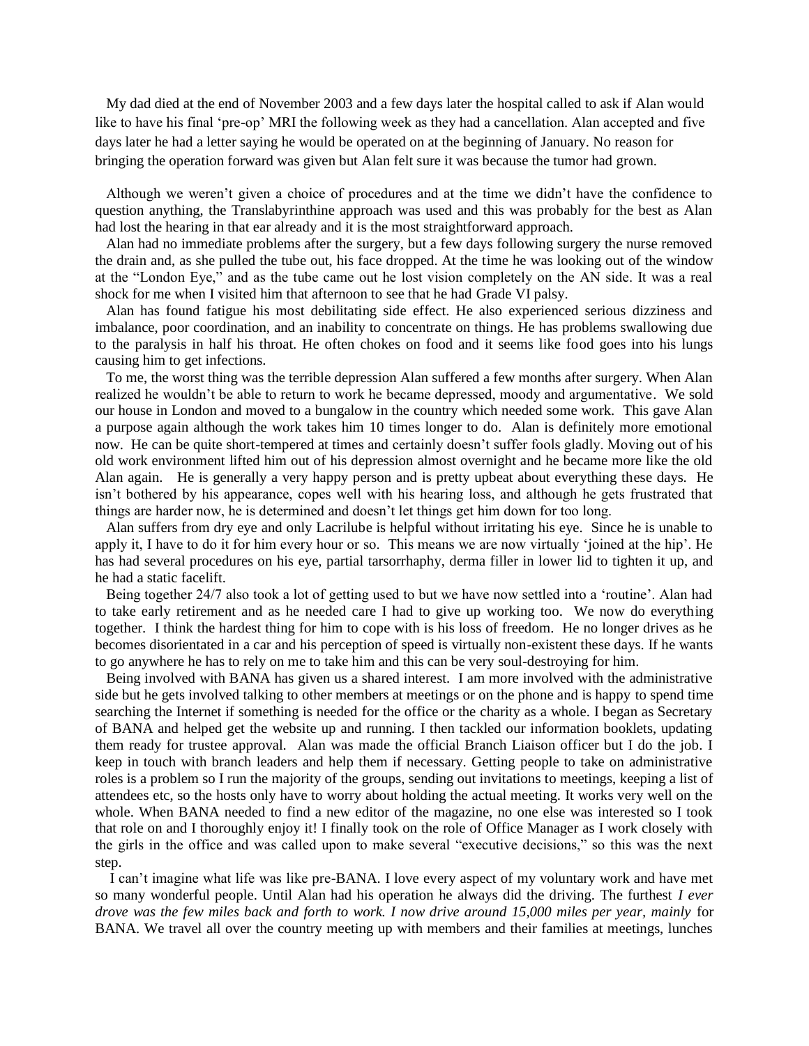My dad died at the end of November 2003 and a few days later the hospital called to ask if Alan would like to have his final 'pre-op' MRI the following week as they had a cancellation. Alan accepted and five days later he had a letter saying he would be operated on at the beginning of January. No reason for bringing the operation forward was given but Alan felt sure it was because the tumor had grown.

Although we weren't given a choice of procedures and at the time we didn't have the confidence to question anything, the Translabyrinthine approach was used and this was probably for the best as Alan had lost the hearing in that ear already and it is the most straightforward approach.

Alan had no immediate problems after the surgery, but a few days following surgery the nurse removed the drain and, as she pulled the tube out, his face dropped. At the time he was looking out of the window at the "London Eye," and as the tube came out he lost vision completely on the AN side. It was a real shock for me when I visited him that afternoon to see that he had Grade VI palsy.

Alan has found fatigue his most debilitating side effect. He also experienced serious dizziness and imbalance, poor coordination, and an inability to concentrate on things. He has problems swallowing due to the paralysis in half his throat. He often chokes on food and it seems like food goes into his lungs causing him to get infections.

To me, the worst thing was the terrible depression Alan suffered a few months after surgery. When Alan realized he wouldn't be able to return to work he became depressed, moody and argumentative. We sold our house in London and moved to a bungalow in the country which needed some work. This gave Alan a purpose again although the work takes him 10 times longer to do. Alan is definitely more emotional now. He can be quite short-tempered at times and certainly doesn't suffer fools gladly. Moving out of his old work environment lifted him out of his depression almost overnight and he became more like the old Alan again. He is generally a very happy person and is pretty upbeat about everything these days. He isn't bothered by his appearance, copes well with his hearing loss, and although he gets frustrated that things are harder now, he is determined and doesn't let things get him down for too long.

Alan suffers from dry eye and only Lacrilube is helpful without irritating his eye. Since he is unable to apply it, I have to do it for him every hour or so. This means we are now virtually 'joined at the hip'. He has had several procedures on his eye, partial tarsorrhaphy, derma filler in lower lid to tighten it up, and he had a static facelift.

Being together 24/7 also took a lot of getting used to but we have now settled into a 'routine'. Alan had to take early retirement and as he needed care I had to give up working too. We now do everything together. I think the hardest thing for him to cope with is his loss of freedom. He no longer drives as he becomes disorientated in a car and his perception of speed is virtually non-existent these days. If he wants to go anywhere he has to rely on me to take him and this can be very soul-destroying for him.

Being involved with BANA has given us a shared interest. I am more involved with the administrative side but he gets involved talking to other members at meetings or on the phone and is happy to spend time searching the Internet if something is needed for the office or the charity as a whole. I began as Secretary of BANA and helped get the website up and running. I then tackled our information booklets, updating them ready for trustee approval. Alan was made the official Branch Liaison officer but I do the job. I keep in touch with branch leaders and help them if necessary. Getting people to take on administrative roles is a problem so I run the majority of the groups, sending out invitations to meetings, keeping a list of attendees etc, so the hosts only have to worry about holding the actual meeting. It works very well on the whole. When BANA needed to find a new editor of the magazine, no one else was interested so I took that role on and I thoroughly enjoy it! I finally took on the role of Office Manager as I work closely with the girls in the office and was called upon to make several "executive decisions," so this was the next step.

I can't imagine what life was like pre-BANA. I love every aspect of my voluntary work and have met so many wonderful people. Until Alan had his operation he always did the driving. The furthest *I ever drove was the few miles back and forth to work. I now drive around 15,000 miles per year, mainly* for BANA. We travel all over the country meeting up with members and their families at meetings, lunches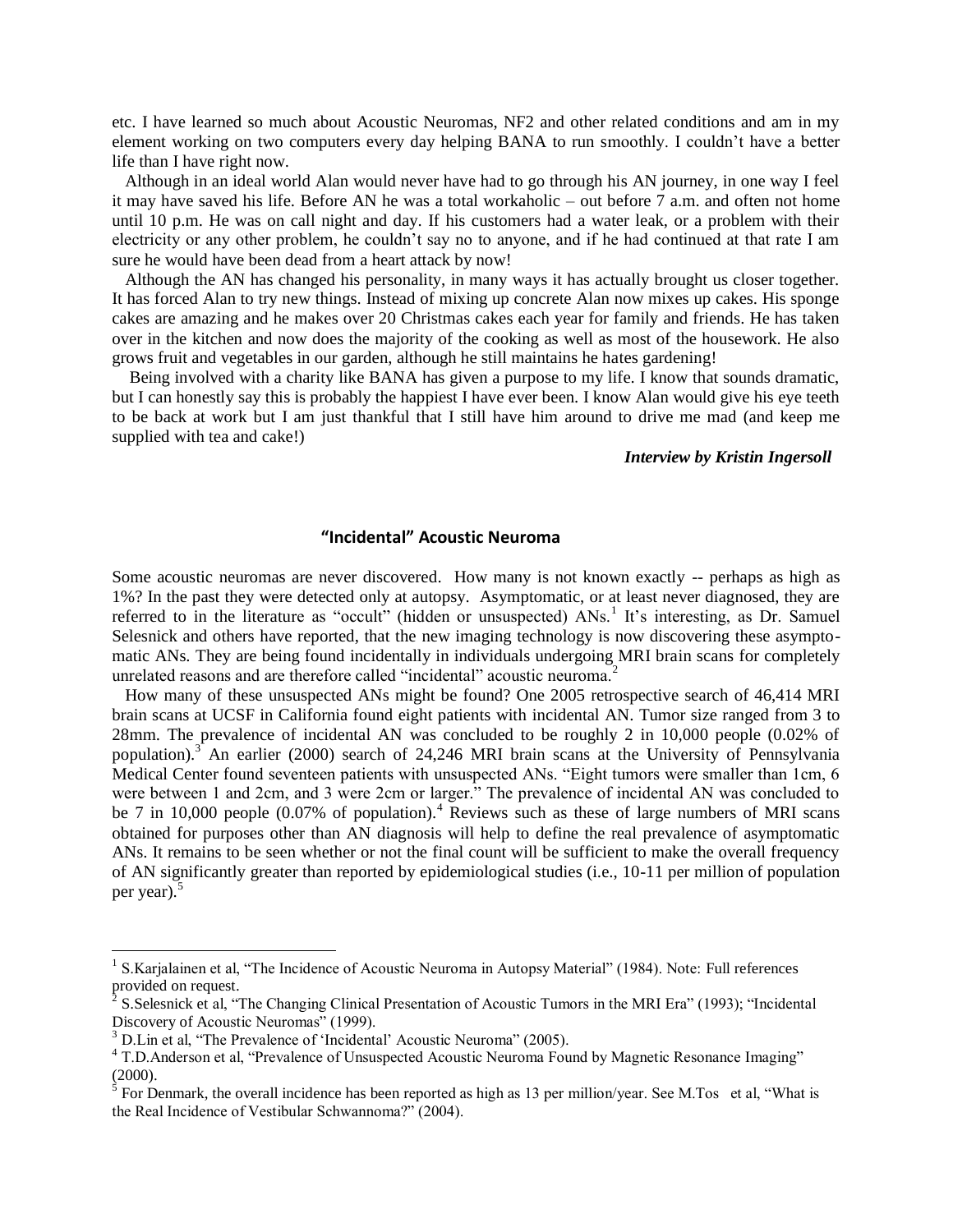etc. I have learned so much about Acoustic Neuromas, NF2 and other related conditions and am in my element working on two computers every day helping BANA to run smoothly. I couldn't have a better life than I have right now.

Although in an ideal world Alan would never have had to go through his AN journey, in one way I feel it may have saved his life. Before AN he was a total workaholic – out before 7 a.m. and often not home until 10 p.m. He was on call night and day. If his customers had a water leak, or a problem with their electricity or any other problem, he couldn't say no to anyone, and if he had continued at that rate I am sure he would have been dead from a heart attack by now!

Although the AN has changed his personality, in many ways it has actually brought us closer together. It has forced Alan to try new things. Instead of mixing up concrete Alan now mixes up cakes. His sponge cakes are amazing and he makes over 20 Christmas cakes each year for family and friends. He has taken over in the kitchen and now does the majority of the cooking as well as most of the housework. He also grows fruit and vegetables in our garden, although he still maintains he hates gardening!

Being involved with a charity like BANA has given a purpose to my life. I know that sounds dramatic, but I can honestly say this is probably the happiest I have ever been. I know Alan would give his eye teeth to be back at work but I am just thankful that I still have him around to drive me mad (and keep me supplied with tea and cake!)

***Interview by Kristin Ingersoll***

## "Incidental" Acoustic Neuroma

Some acoustic neuromas are never discovered. How many is not known exactly -- perhaps as high as 1%? In the past they were detected only at autopsy. Asymptomatic, or at least never diagnosed, they are referred to in the literature as "occult" (hidden or unsuspected) ANs.[1] It's interesting, as Dr. Samuel Selesnick and others have reported, that the new imaging technology is now discovering these asymptomatic ANs. They are being found incidentally in individuals undergoing MRI brain scans for completely unrelated reasons and are therefore called "incidental" acoustic neuroma.[2]

How many of these unsuspected ANs might be found? One 2005 retrospective search of 46,414 MRI brain scans at UCSF in California found eight patients with incidental AN. Tumor size ranged from 3 to 28mm. The prevalence of incidental AN was concluded to be roughly 2 in 10,000 people (0.02% of population).[3] An earlier (2000) search of 24,246 MRI brain scans at the University of Pennsylvania Medical Center found seventeen patients with unsuspected ANs. "Eight tumors were smaller than 1cm, 6 were between 1 and 2cm, and 3 were 2cm or larger." The prevalence of incidental AN was concluded to be 7 in 10,000 people (0.07% of population).[4] Reviews such as these of large numbers of MRI scans obtained for purposes other than AN diagnosis will help to define the real prevalence of asymptomatic ANs. It remains to be seen whether or not the final count will be sufficient to make the overall frequency of AN significantly greater than reported by epidemiological studies (i.e., 10-11 per million of population per year).[5]

---

[1] S.Karjalainen et al, "The Incidence of Acoustic Neuroma in Autopsy Material" (1984). Note: Full references provided on request.

[2] S.Selesnick et al, "The Changing Clinical Presentation of Acoustic Tumors in the MRI Era" (1993); "Incidental Discovery of Acoustic Neuromas" (1999).

[3] D.Lin et al, "The Prevalence of 'Incidental' Acoustic Neuroma" (2005).

[4] T.D.Anderson et al, "Prevalence of Unsuspected Acoustic Neuroma Found by Magnetic Resonance Imaging" (2000).

[5] For Denmark, the overall incidence has been reported as high as 13 per million/year. See M.Tos et al, "What is the Real Incidence of Vestibular Schwannoma?" (2004).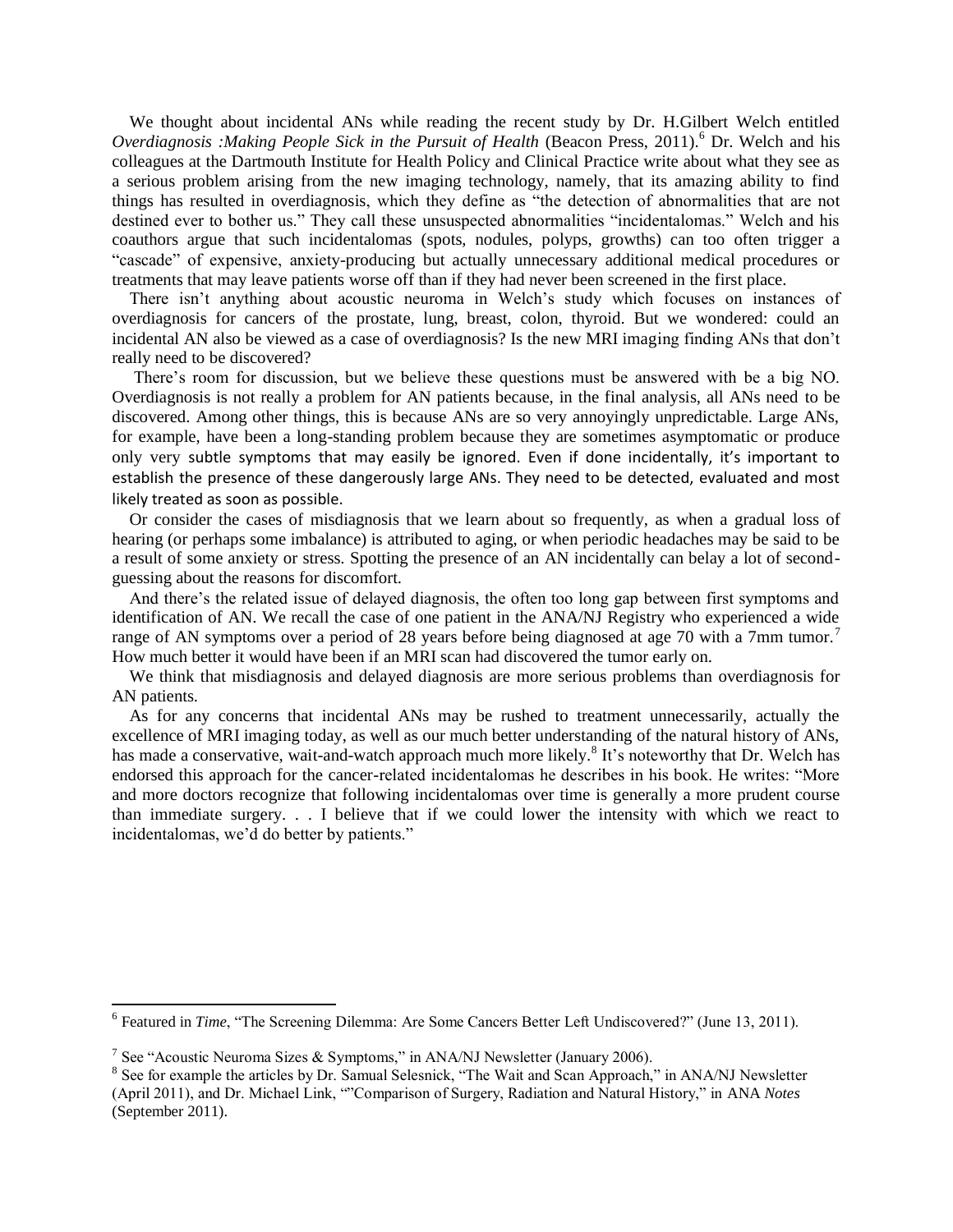We thought about incidental ANs while reading the recent study by Dr. H.Gilbert Welch entitled *Overdiagnosis :Making People Sick in the Pursuit of Health* (Beacon Press, 2011).[6] Dr. Welch and his colleagues at the Dartmouth Institute for Health Policy and Clinical Practice write about what they see as a serious problem arising from the new imaging technology, namely, that its amazing ability to find things has resulted in overdiagnosis, which they define as "the detection of abnormalities that are not destined ever to bother us." They call these unsuspected abnormalities "incidentalomas." Welch and his coauthors argue that such incidentalomas (spots, nodules, polyps, growths) can too often trigger a "cascade" of expensive, anxiety-producing but actually unnecessary additional medical procedures or treatments that may leave patients worse off than if they had never been screened in the first place.

There isn't anything about acoustic neuroma in Welch's study which focuses on instances of overdiagnosis for cancers of the prostate, lung, breast, colon, thyroid. But we wondered: could an incidental AN also be viewed as a case of overdiagnosis? Is the new MRI imaging finding ANs that don't really need to be discovered?

There's room for discussion, but we believe these questions must be answered with be a big NO. Overdiagnosis is not really a problem for AN patients because, in the final analysis, all ANs need to be discovered. Among other things, this is because ANs are so very annoyingly unpredictable. Large ANs, for example, have been a long-standing problem because they are sometimes asymptomatic or produce only very subtle symptoms that may easily be ignored. Even if done incidentally, it's important to establish the presence of these dangerously large ANs. They need to be detected, evaluated and most likely treated as soon as possible.

Or consider the cases of misdiagnosis that we learn about so frequently, as when a gradual loss of hearing (or perhaps some imbalance) is attributed to aging, or when periodic headaches may be said to be a result of some anxiety or stress. Spotting the presence of an AN incidentally can belay a lot of second-guessing about the reasons for discomfort.

And there's the related issue of delayed diagnosis, the often too long gap between first symptoms and identification of AN. We recall the case of one patient in the ANA/NJ Registry who experienced a wide range of AN symptoms over a period of 28 years before being diagnosed at age 70 with a 7mm tumor.[7] How much better it would have been if an MRI scan had discovered the tumor early on.

We think that misdiagnosis and delayed diagnosis are more serious problems than overdiagnosis for AN patients.

As for any concerns that incidental ANs may be rushed to treatment unnecessarily, actually the excellence of MRI imaging today, as well as our much better understanding of the natural history of ANs, has made a conservative, wait-and-watch approach much more likely.[8] It's noteworthy that Dr. Welch has endorsed this approach for the cancer-related incidentalomas he describes in his book. He writes: "More and more doctors recognize that following incidentalomas over time is generally a more prudent course than immediate surgery. . . I believe that if we could lower the intensity with which we react to incidentalomas, we'd do better by patients."

---

[6] Featured in *Time*, "The Screening Dilemma: Are Some Cancers Better Left Undiscovered?" (June 13, 2011).

[7] See "Acoustic Neuroma Sizes & Symptoms," in ANA/NJ Newsletter (January 2006).

[8] See for example the articles by Dr. Samual Selesnick, "The Wait and Scan Approach," in ANA/NJ Newsletter (April 2011), and Dr. Michael Link, ""Comparison of Surgery, Radiation and Natural History," in ANA *Notes* (September 2011).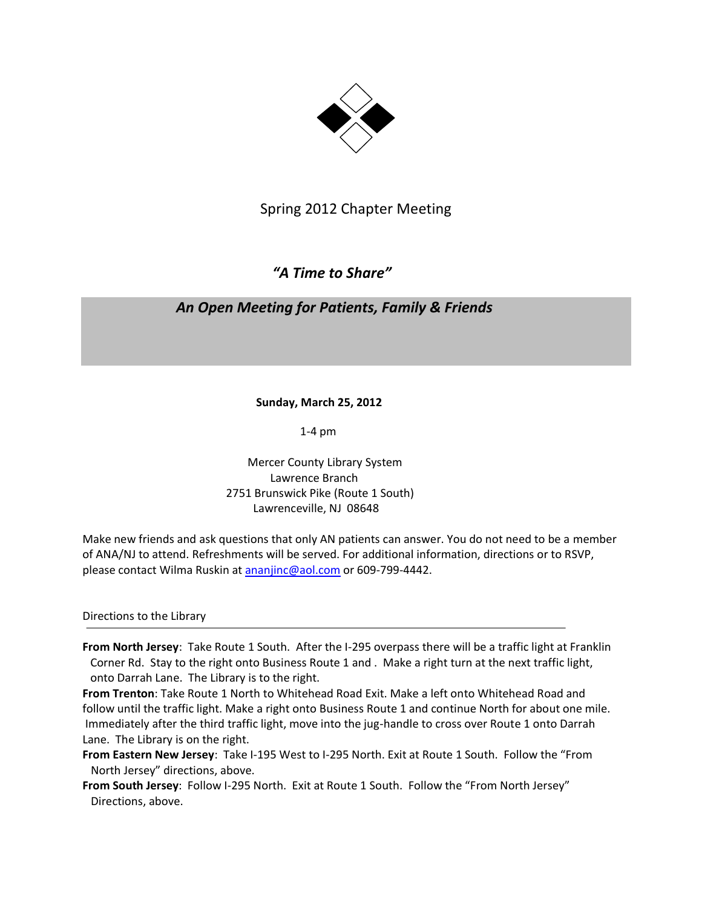Spring 2012 Chapter Meeting

## *"A Time to Share"*

### *An Open Meeting for Patients, Family & Friends*

**Sunday, March 25, 2012**

1-4 pm

Mercer County Library System
Lawrence Branch
2751 Brunswick Pike (Route 1 South)
Lawrenceville, NJ 08648

Make new friends and ask questions that only AN patients can answer. You do not need to be a member of ANA/NJ to attend. Refreshments will be served. For additional information, directions or to RSVP, please contact Wilma Ruskin at ananjinc@aol.com or 609-799-4442.

Directions to the Library

**From North Jersey**: Take Route 1 South. After the I-295 overpass there will be a traffic light at Franklin Corner Rd. Stay to the right onto Business Route 1 and . Make a right turn at the next traffic light, onto Darrah Lane. The Library is to the right.

**From Trenton**: Take Route 1 North to Whitehead Road Exit. Make a left onto Whitehead Road and follow until the traffic light. Make a right onto Business Route 1 and continue North for about one mile. Immediately after the third traffic light, move into the jug-handle to cross over Route 1 onto Darrah Lane. The Library is on the right.

**From Eastern New Jersey**: Take I-195 West to I-295 North. Exit at Route 1 South. Follow the "From North Jersey" directions, above.

**From South Jersey**: Follow I-295 North. Exit at Route 1 South. Follow the "From North Jersey" Directions, above.